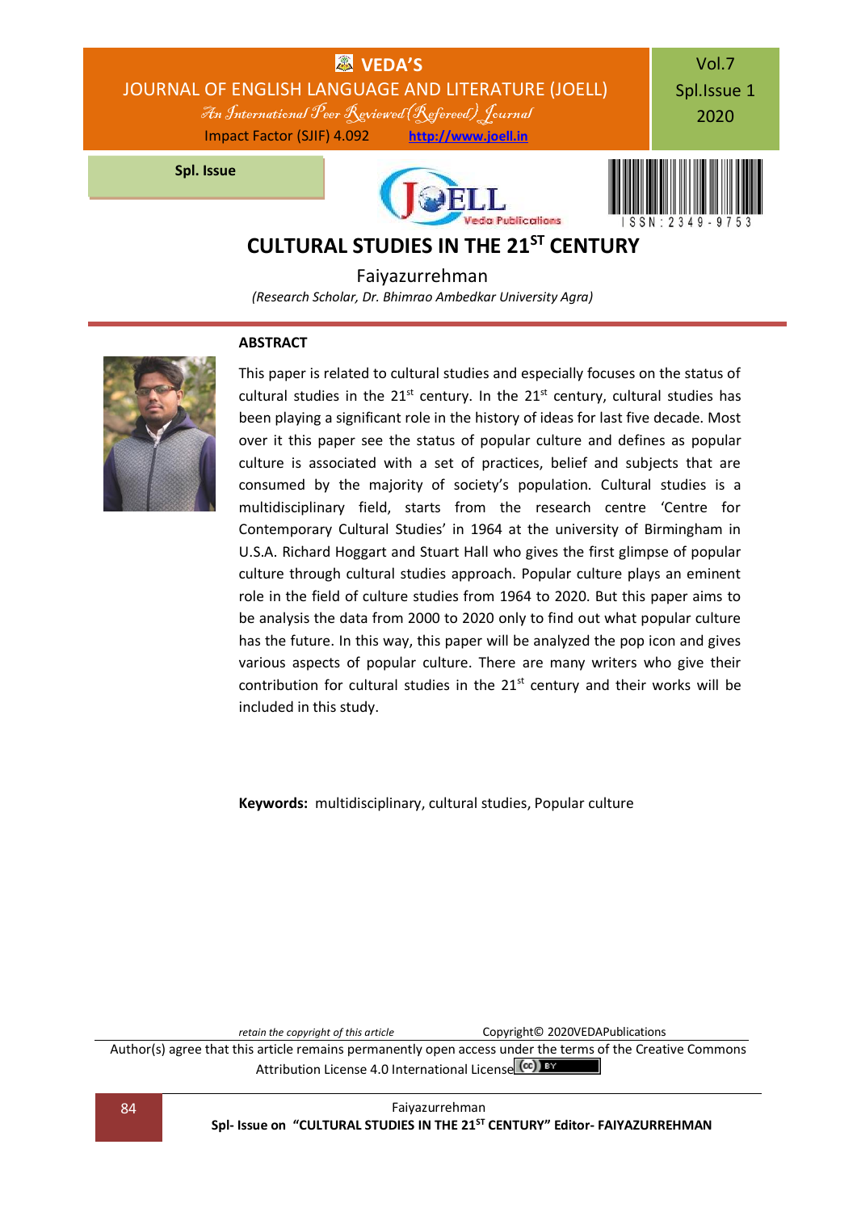# CULTURAL STUDIES IN THE 21ST CENTURY

Faiyazurrehman

*(Research Scholar, Dr. Bhimrao Ambedkar University Agra)*

## ABSTRACT

This paper is related to cultural studies and especially focuses on the status of cultural studies in the 21st century. In the 21st century, cultural studies has been playing a significant role in the history of ideas for last five decade. Most over it this paper see the status of popular culture and defines as popular culture is associated with a set of practices, belief and subjects that are consumed by the majority of society's population. Cultural studies is a multidisciplinary field, starts from the research centre 'Centre for Contemporary Cultural Studies' in 1964 at the university of Birmingham in U.S.A. Richard Hoggart and Stuart Hall who gives the first glimpse of popular culture through cultural studies approach. Popular culture plays an eminent role in the field of culture studies from 1964 to 2020. But this paper aims to be analysis the data from 2000 to 2020 only to find out what popular culture has the future. In this way, this paper will be analyzed the pop icon and gives various aspects of popular culture. There are many writers who give their contribution for cultural studies in the 21st century and their works will be included in this study.

**Keywords:** multidisciplinary, cultural studies, Popular culture

*retain the copyright of this article* Copyright© 2020VEDAPublications

Author(s) agree that this article remains permanently open access under the terms of the Creative Commons Attribution License 4.0 International License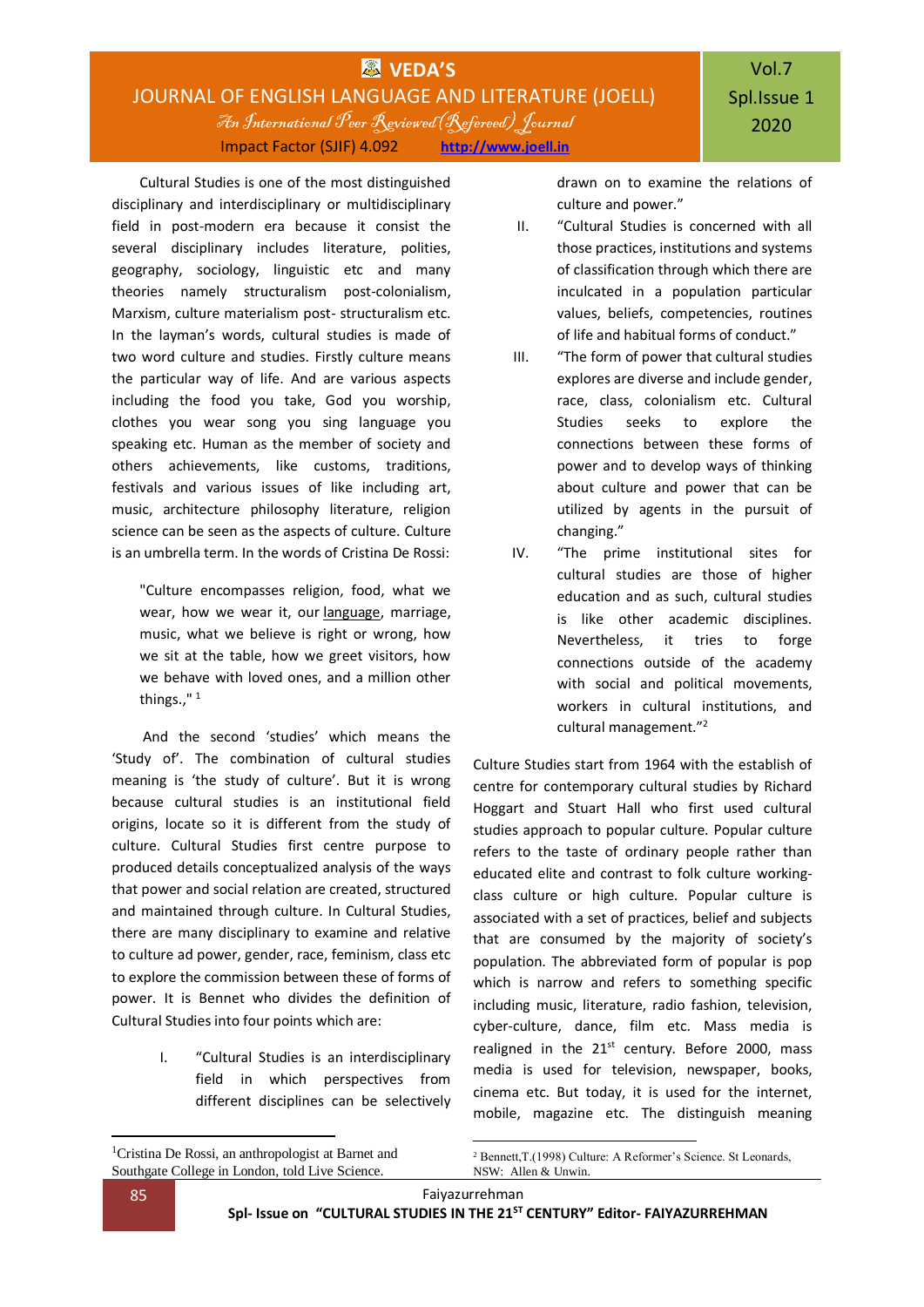Cultural Studies is one of the most distinguished disciplinary and interdisciplinary or multidisciplinary field in post-modern era because it consist the several disciplinary includes literature, polities, geography, sociology, linguistic etc and many theories namely structuralism post-colonialism, Marxism, culture materialism post- structuralism etc. In the layman's words, cultural studies is made of two word culture and studies. Firstly culture means the particular way of life. And are various aspects including the food you take, God you worship, clothes you wear song you sing language you speaking etc. Human as the member of society and others achievements, like customs, traditions, festivals and various issues of like including art, music, architecture philosophy literature, religion science can be seen as the aspects of culture. Culture is an umbrella term. In the words of Cristina De Rossi:

> "Culture encompasses religion, food, what we wear, how we wear it, our language, marriage, music, what we believe is right or wrong, how we sit at the table, how we greet visitors, how we behave with loved ones, and a million other things.," [1]

And the second 'studies' which means the 'Study of'. The combination of cultural studies meaning is 'the study of culture'. But it is wrong because cultural studies is an institutional field origins, locate so it is different from the study of culture. Cultural Studies first centre purpose to produced details conceptualized analysis of the ways that power and social relation are created, structured and maintained through culture. In Cultural Studies, there are many disciplinary to culture ad power, gender, race, feminism, class etc to explore the commission between these of forms of power. It is Bennet who divides the definition of Cultural Studies into four points which are:

I. "Cultural Studies is an interdisciplinary field in which perspectives from different disciplines can be selectively drawn on to examine the relations of culture and power."
II. "Cultural Studies is concerned with all those practices, institutions and systems of classification through which there are inculcated in a population particular values, beliefs, competencies, routines of life and habitual forms of conduct."
III. "The form of power that cultural studies explores are diverse and include gender, race, class, colonialism etc. Cultural Studies seeks to explore the connections between these forms of power and to develop ways of thinking about culture and power that can be utilized by agents in the pursuit of changing."
IV. "The prime institutional sites for cultural studies are those of higher education and as such, cultural studies is like other academic disciplines. Nevertheless, it tries to forge connections outside of the academy with social and political movements, workers in cultural institutions, and cultural management."[2]

Culture Studies start from 1964 with the establish of centre for contemporary cultural studies by Richard Hoggart and Stuart Hall who first used cultural studies approach to popular culture. Popular culture refers to the taste of ordinary people rather than educated elite and contrast to folk culture working-class culture or high culture. Popular culture is associated with a set of practices, belief and subjects that are consumed by the majority of society's population. The abbreviated form of popular is pop which is narrow and refers to something specific including music, literature, radio fashion, television, cyber-culture, dance, film etc. Mass media is realigned in the 21st century. Before 2000, mass media is used for television, newspaper, books, cinema etc. But today, it is used for the internet, mobile, magazine etc. The distinguish meaning

---

[1] Cristina De Rossi, an anthropologist at Barnet and Southgate College in London, told Live Science.

[2] Bennett,T.(1998) Culture: A Reformer's Science. St Leonards, NSW: Allen & Unwin.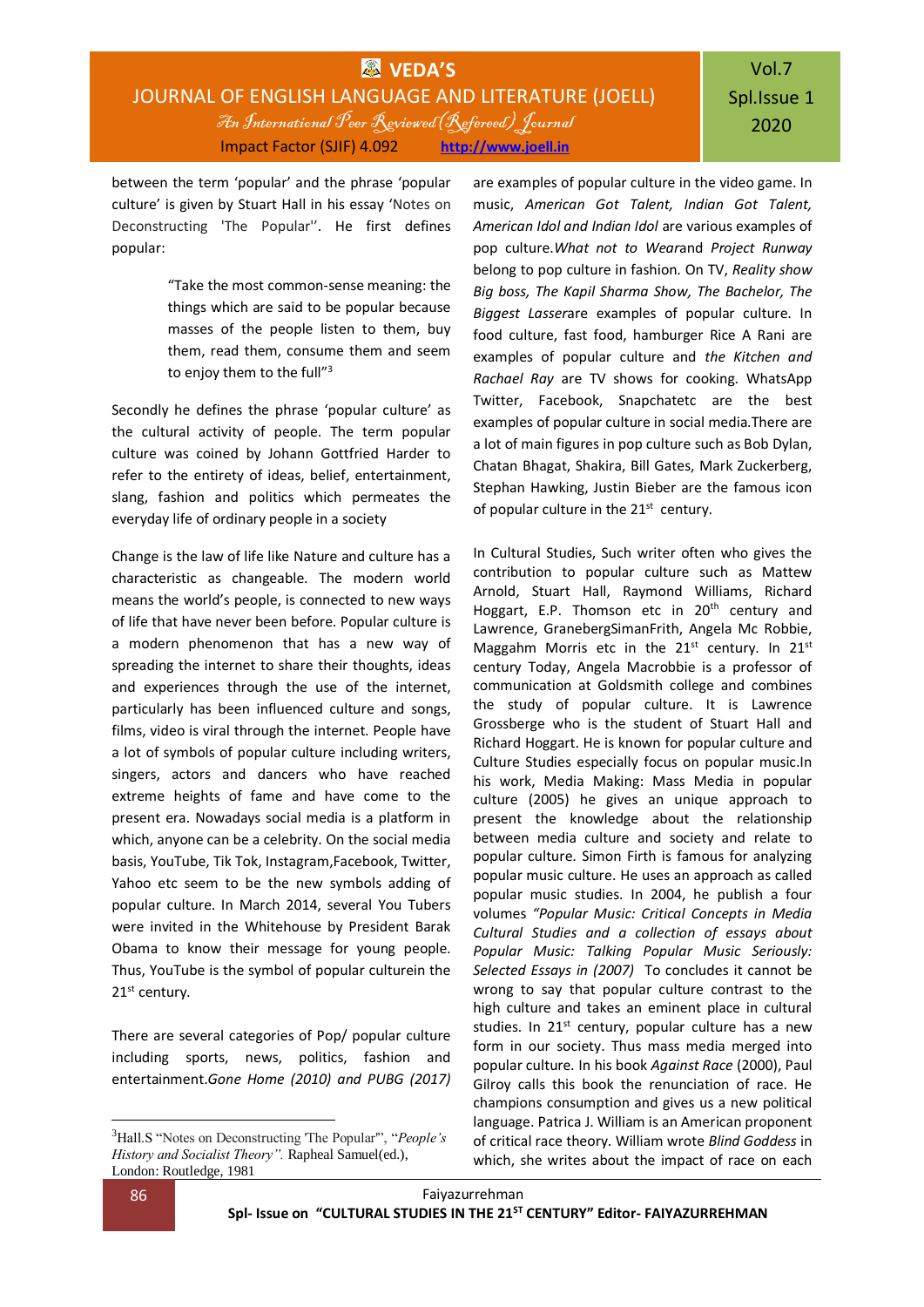between the term 'popular' and the phrase 'popular culture' is given by Stuart Hall in his essay 'Notes on Deconstructing 'The Popular''. He first defines popular:

> "Take the most common-sense meaning: the things which are said to be popular because masses of the people listen to them, buy them, read them, consume them and seem to enjoy them to the full"[3]

Secondly he defines the phrase 'popular culture' as the cultural activity of people. The term popular culture was coined by Johann Gottfried Harder to refer to the entirety of ideas, belief, entertainment, slang, fashion and politics which permeates the everyday life of ordinary people in a society

Change is the law of life like Nature and culture has a characteristic as changeable. The modern world means the world's people, is connected to new ways of life that have never been before. Popular culture is a modern phenomenon that has a new way of spreading the internet to share their thoughts, ideas and experiences through the use of the internet, particularly has been influenced culture and songs, films, video is viral through the internet. People have a lot of symbols of popular culture including writers, singers, actors and dancers who have reached extreme heights of fame and have come to the present era. Nowadays social media is a platform in which, anyone can be a celebrity. On the social media basis, YouTube, Tik Tok, Instagram,Facebook, Twitter, Yahoo etc seem to be the new symbols adding of popular culture. In March 2014, several You Tubers were invited in the Whitehouse by President Barak Obama to know their message for young people. Thus, YouTube is the symbol of popular culturein the 21st century.

There are several categories of Pop/ popular culture including sports, news, politics, fashion and entertainment.*Gone Home (2010) and PUBG (2017)* are examples of popular culture in the video game. In music, *American Got Talent, Indian Got Talent, American Idol and Indian Idol* are various examples of pop culture.*What not to Wear*and *Project Runway* belong to pop culture in fashion. On TV, *Reality show Big boss, The Kapil Sharma Show, The Bachelor, The Biggest Lasser*are examples of popular culture. In food culture, fast food, hamburger Rice A Rani are examples of popular culture and *the Kitchen and Rachael Ray* are TV shows for cooking. WhatsApp Twitter, Facebook, Snapchatetc are the best examples of popular culture in social media.There are a lot of main figures in pop culture such as Bob Dylan, Chatan Bhagat, Shakira, Bill Gates, Mark Zuckerberg, Stephan Hawking, Justin Bieber are the famous icon of popular culture in the 21st century.

In Cultural Studies, Such writer often who gives the contribution to popular culture such as Mattew Arnold, Stuart Hall, Raymond Williams, Richard Hoggart, E.P. Thomson etc in 20th century and Lawrence, GranebergSimanFrith, Angela Mc Robbie, Maggahm Morris etc in the 21st century. In 21st century Today, Angela Macrobbie is a professor of communication at Goldsmith college and combines the study of popular culture. It is Lawrence Grossberge who is the student of Stuart Hall and Richard Hoggart. He is known for popular culture and Culture Studies especially focus on popular music.In his work, Media Making: Mass Media in popular culture (2005) he gives an unique approach to present the knowledge about the relationship between media culture and society and relate to popular culture. Simon Firth is famous for analyzing popular music culture. He uses an approach as called popular music studies. In 2004, he publish a four volumes *"Popular Music: Critical Concepts in Media Cultural Studies and a collection of essays about Popular Music: Talking Popular Music Seriously: Selected Essays in (2007)* To concludes it cannot be wrong to say that popular culture contrast to the high culture and takes an eminent place in cultural studies. In 21st century, popular culture has a new form in our society. Thus mass media merged into popular culture. In his book *Against Race* (2000), Paul Gilroy calls this book the renunciation of race. He combines consumption and gives us a new political language. Patrica J. William is an American proponent of critical race theory. William wrote *Blind Goddess* in which, she writes about the impact of race on each

---

[3] Hall.S "Notes on Deconstructing 'The Popular'", "*People's History and Socialist Theory*". Rapheal Samuel(ed.), London: Routledge, 1981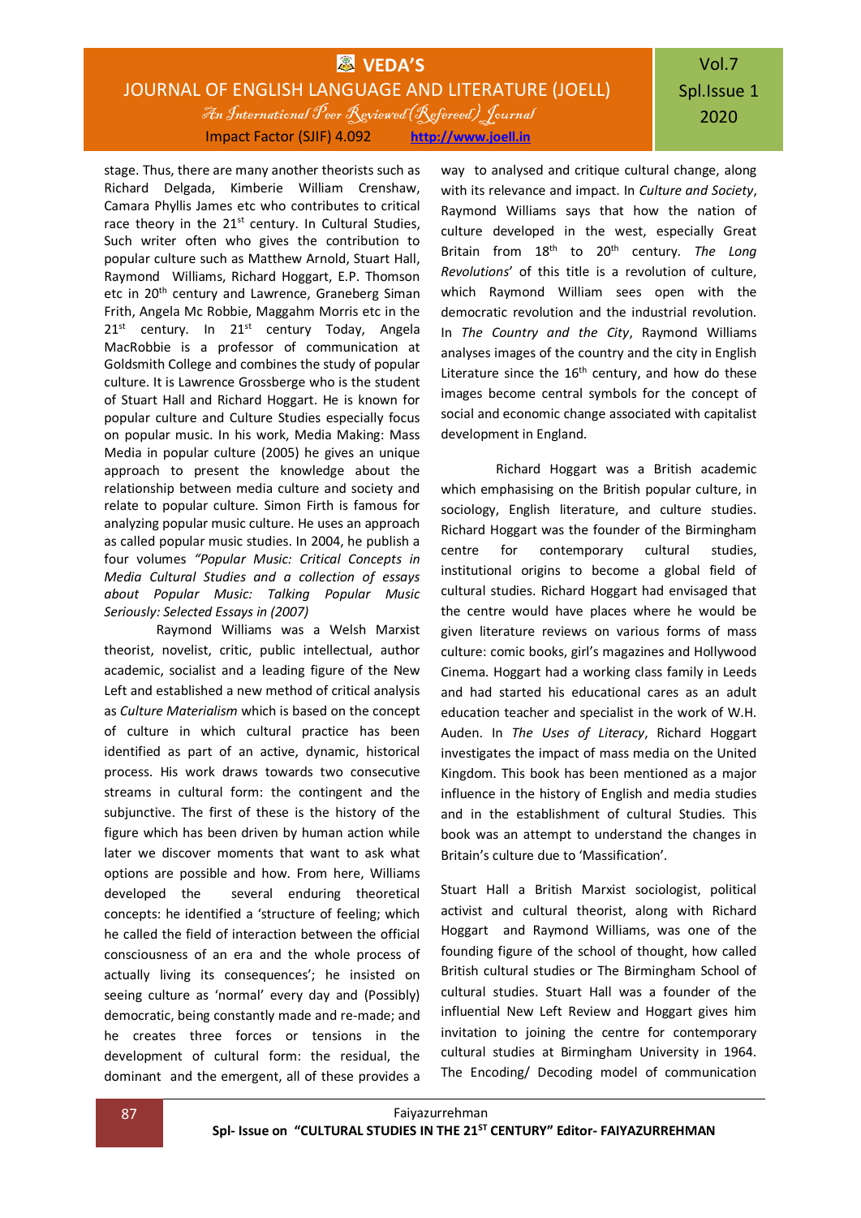stage. Thus, there are many another theorists such as Richard Delgada, Kimberie William Crenshaw, Camara Phyllis James etc who contributes to critical race theory in the 21st century. In Cultural Studies, Such writer often who gives the contribution to popular culture such as Matthew Arnold, Stuart Hall, Raymond Williams, Richard Hoggart, E.P. Thomson etc in 20th century and Lawrence, Graneberg Siman Frith, Angela Mc Robbie, Maggahm Morris etc in the 21st century. In 21st century Today, Angela MacRobbie is a professor of communication at Goldsmith College and combines the study of popular culture. It is Lawrence Grossberge who is the student of Stuart Hall and Richard Hoggart. He is known for popular culture and Culture Studies especially focus on popular music. In his work, Media Making: Mass Media in popular culture (2005) he gives an unique approach to present the knowledge about the relationship between media culture and society and relate to popular culture. Simon Firth is famous for analyzing popular music culture. He uses an approach as called popular music studies. In 2004, he publish a four volumes *"Popular Music: Critical Concepts in Media Cultural Studies and a collection of essays about Popular Music: Talking Popular Music Seriously: Selected Essays in (2007)*

Raymond Williams was a Welsh Marxist theorist, novelist, critic, public intellectual, author academic, socialist and a leading figure of the New Left and established a new method of critical analysis as *Culture Materialism* which is based on the concept of culture in which cultural practice has been identified as part of an active, dynamic, historical process. His work draws towards two consecutive streams in cultural form: the contingent and the subjunctive. The first of these is the history of the figure which has been driven by human action while later we discover moments that want to ask what options are possible and how. From here, Williams developed the several enduring theoretical concepts: he identified a 'structure of feeling; which he called the field of interaction between the official consciousness of an era and the whole process of actually living its consequences'; he insisted on seeing culture as 'normal' every day and (Possibly) democratic, being constantly made and re-made; and he creates three forces or tensions in the development of cultural form: the residual, the dominant and the emergent, all of these provides a way to analysed and critique cultural change, along with its relevance and impact. In *Culture and Society*, Raymond Williams says that how the nation of culture developed in the west, especially Great Britain from 18th to 20th century. *The Long Revolutions*' of this title is a revolution of culture, which Raymond William sees open with the democratic revolution and the industrial revolution. In *The Country and the City*, Raymond Williams analyses images of the country and the city in English Literature since the 16th century, and how do these images become central symbols for the concept of social and economic change associated with capitalist development in England.

Richard Hoggart was a British academic which emphasising on the British popular culture, in sociology, English literature, and culture studies. Richard Hoggart was the founder of the Birmingham centre for contemporary cultural studies, institutional origins to become a global field of cultural studies. Richard Hoggart had envisaged that the centre would have places where he would be given literature reviews on various forms of mass culture: comic books, girl's magazines and Hollywood Cinema. Hoggart had a working class family in Leeds and had started his educational cares as an adult education teacher and specialist in the work of W.H. Auden. In *The Uses of Literacy*, Richard Hoggart investigates the impact of mass media on the United Kingdom. This book has been mentioned as a major influence in the history of English and media studies and in the establishment of cultural Studies. This book was an attempt to understand the changes in Britain's culture due to 'Massification'.

Stuart Hall a British Marxist sociologist, political activist and cultural theorist, along with Richard Hoggart and Raymond Williams, was one of the founding figure of the school of thought, how called British cultural studies or The Birmingham School of cultural studies. Stuart Hall was a founder of the influential New Left Review and Hoggart gives him invitation to joining the centre for contemporary cultural studies at Birmingham University in 1964. The Encoding/ Decoding model of communication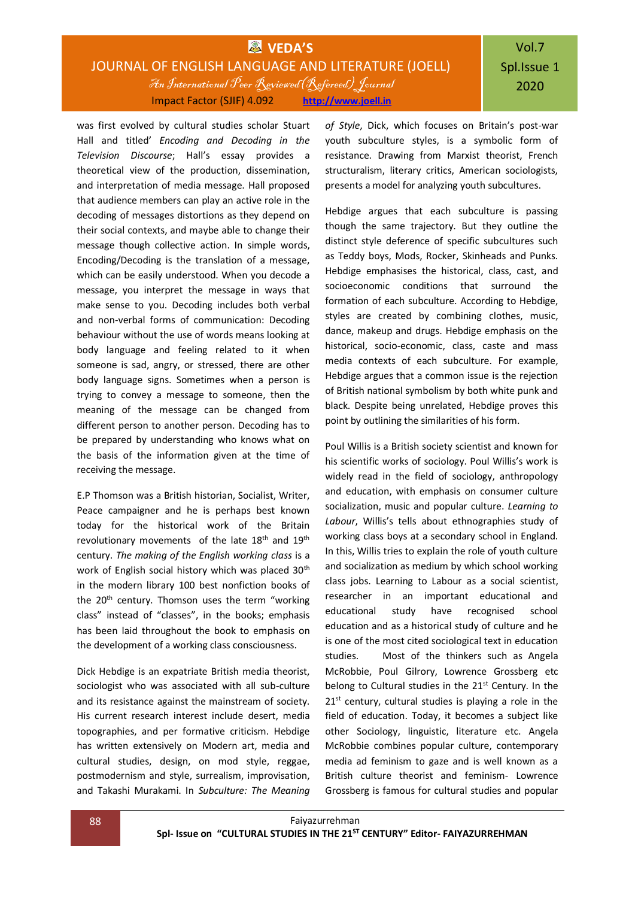was first evolved by cultural studies scholar Stuart Hall and titled' *Encoding and Decoding in the Television Discourse*; Hall's essay provides a theoretical view of the production, dissemination, and interpretation of media message. Hall proposed that audience members can play an active role in the decoding of messages distortions as they depend on their social contexts, and maybe able to change their message though collective action. In simple words, Encoding/Decoding is the translation of a message, which can be easily understood. When you decode a message, you interpret the message in ways that make sense to you. Decoding includes both verbal and non-verbal forms of communication: Decoding behaviour without the use of words means looking at body language and feeling related to it when someone is sad, angry, or stressed, there are other body language signs. Sometimes when a person is trying to convey a message to someone, then the meaning of the message can be changed from different person to another person. Decoding has to be prepared by understanding who knows what on the basis of the information given at the time of receiving the message.

E.P Thomson was a British historian, Socialist, Writer, Peace campaigner and he is perhaps best known today for the historical work of the Britain revolutionary movements of the late 18th and 19th century. *The making of the English working class* is a work of English social history which was placed 30th in the modern library 100 best nonfiction books of the 20th century. Thomson uses the term "working class" instead of "classes", in the books; emphasis has been laid throughout the book to emphasis on the development of a working class consciousness.

Dick Hebdige is an expatriate British media theorist, sociologist who was associated with all sub-culture and its resistance against the mainstream of society. His current research interest include desert, media topographies, and per formative criticism. Hebdige has written extensively on Modern art, media and cultural studies, design, on mod style, reggae, postmodernism and style, surrealism, improvisation, and Takashi Murakami. In *Subculture: The Meaning of Style*, Dick, which focuses on Britain's post-war youth subculture styles, is a symbolic form of resistance. Drawing from Marxist theorist, French structuralism, literary critics, American sociologists, presents a model for analyzing youth subcultures.

Hebdige argues that each subculture is passing though the same trajectory. But they outline the distinct style deference of specific subcultures such as Teddy boys, Mods, Rocker, Skinheads and Punks. Hebdige emphasises the historical, class, cast, and socioeconomic conditions that surround the formation of each subculture. According to Hebdige, styles are created by combining clothes, music, dance, makeup and drugs. Hebdige emphasis on the historical, socio-economic, class, caste and mass media contexts of each subculture. For example, Hebdige argues that a common issue is the rejection of British national symbolism by both white punk and black. Despite being unrelated, Hebdige proves this point by outlining the similarities of his form.

Poul Willis is a British society scientist and known for his scientific works of sociology. Poul Willis's work is widely read in the field of sociology, anthropology and education, with emphasis on consumer culture socialization, music and popular culture. *Learning to Labour*, Willis's tells about ethnographies study of working class boys at a secondary school in England. In this, Willis tries to explain the role of youth culture and socialization as medium by which school working class jobs. Learning to Labour as a social scientist, researcher in an important educational and educational study have recognised school education and as a historical study of culture and he is one of the most cited sociological text in education studies. Most of the thinkers such as Angela McRobbie, Poul Gilrory, Lowrence Grossberg etc belong to Cultural studies in the 21st Century. In the 21st century, cultural studies is playing a role in the field of education. Today, it becomes a subject like other Sociology, linguistic, literature etc. Angela McRobbie combines popular culture, contemporary media ad feminism to gaze and is well known as a British culture theorist and feminism- Lowrence Grossberg is famous for cultural studies and popular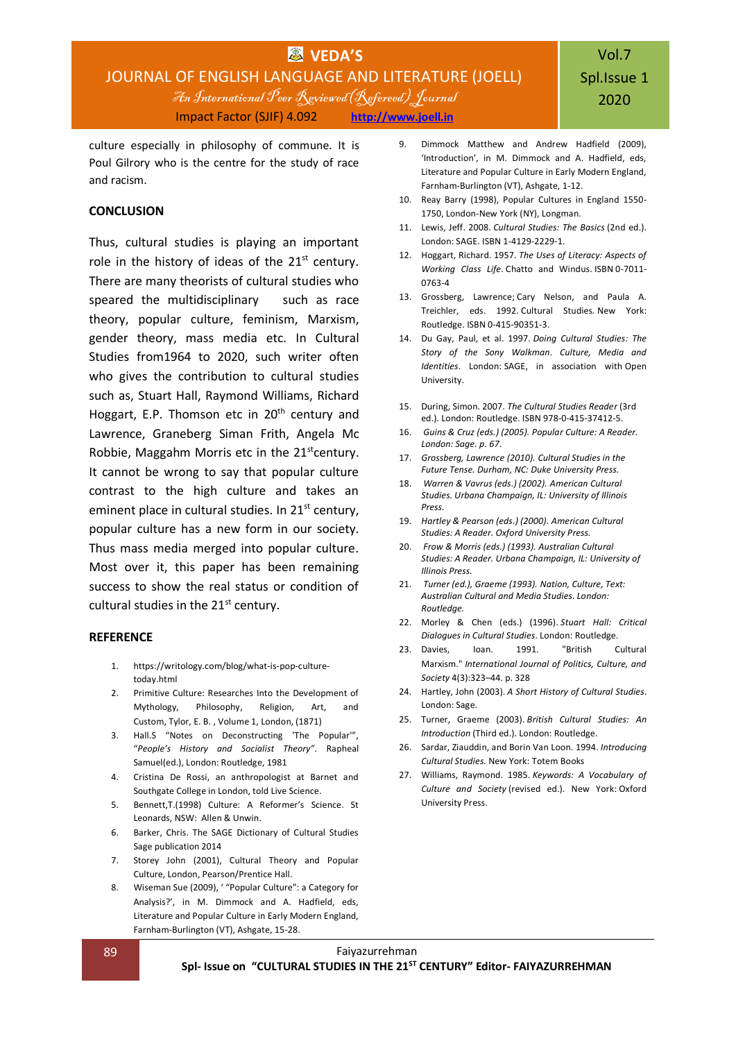culture especially in philosophy of commune. It is Poul Gilroy who is the centre for the study of race and racism.

## CONCLUSION

Thus, cultural studies is playing an important role in the history of ideas of the 21st century. There are many theorists of cultural studies who speared the multidisciplinary such as race theory, popular culture, feminism, Marxism, gender theory, mass media etc. In Cultural Studies from1964 to 2020, such writer often who gives the contribution to cultural studies such as, Stuart Hall, Raymond Williams, Richard Hoggart, E.P. Thomson etc in 20th century and Lawrence, Graneberg Siman Frith, Angela Mc Robbie, Maggahm Morris etc in the 21stcentury. It cannot be wrong to say that popular culture contrast to the high culture and takes an eminent place in cultural studies. In 21st century, popular culture has a new form in our society. Thus mass media merged into popular culture. Most over it, this paper has been remaining success to show the real status or condition of cultural studies in the 21st century.

## REFERENCE

1. https://writology.com/blog/what-is-pop-culture-today.html
2. Primitive Culture: Researches Into the Development of Mythology, Philosophy, Religion, Art, and Custom, Tylor, E. B. , Volume 1, London, (1871)
3. Hall.S "Notes on Deconstructing 'The Popular'", "*People's History and Socialist Theory"*. Rapheal Samuel(ed.), London: Routledge, 1981
4. Cristina De Rossi, an anthropologist at Barnet and Southgate College in London, told Live Science.
5. Bennett,T.(1998) Culture: A Reformer's Science. St Leonards, NSW: Allen & Unwin.
6. Barker, Chris. The SAGE Dictionary of Cultural Studies Sage publication 2014
7. Storey John (2001), Cultural Theory and Popular Culture, London, Pearson/Prentice Hall.
8. Wiseman Sue (2009), ' "Popular Culture": a Category for Analysis?', in M. Dimmock and A. Hadfield, eds, Literature and Popular Culture in Early Modern England, Farnham-Burlington (VT), Ashgate, 15-28.
9. Dimmock Matthew and Andrew Hadfield (2009), 'Introduction', in M. Dimmock and A. Hadfield, eds, Literature and Popular Culture in Early Modern England, Farnham-Burlington (VT), Ashgate, 1-12.
10. Reay Barry (1998), Popular Cultures in England 1550-1750, London-New York (NY), Longman.
11. Lewis, Jeff. 2008. *Cultural Studies: The Basics* (2nd ed.). London: SAGE. ISBN 1-4129-2229-1.
12. Hoggart, Richard. 1957. *The Uses of Literacy: Aspects of Working Class Life*. Chatto and Windus. ISBN 0-7011-0763-4
13. Grossberg, Lawrence; Cary Nelson, and Paula A. Treichler, eds. 1992. Cultural Studies. New York: Routledge. ISBN 0-415-90351-3.
14. Du Gay, Paul, et al. 1997. *Doing Cultural Studies: The Story of the Sony Walkman. Culture, Media and Identities*. London: SAGE, in association with Open University.
15. During, Simon. 2007. *The Cultural Studies Reader* (3rd ed.). London: Routledge. ISBN 978-0-415-37412-5.
16. *Guins & Cruz (eds.) (2005). Popular Culture: A Reader. London: Sage. p. 67.*
17. *Grossberg, Lawrence (2010). Cultural Studies in the Future Tense. Durham, NC: Duke University Press.*
18. *Warren & Vavrus (eds.) (2002). American Cultural Studies. Urbana Champaign, IL: University of Illinois Press.*
19. *Hartley & Pearson (eds.) (2000). American Cultural Studies: A Reader. Oxford University Press.*
20. *Frow & Morris (eds.) (1993). Australian Cultural Studies: A Reader. Urbana Champaign, IL: University of Illinois Press.*
21. *Turner (ed.), Graeme (1993). Nation, Culture, Text: Australian Cultural and Media Studies. London: Routledge.*
22. Morley & Chen (eds.) (1996). *Stuart Hall: Critical Dialogues in Cultural Studies*. London: Routledge.
23. Davies, Ioan. 1991. "British Cultural Marxism." *International Journal of Politics, Culture, and Society* 4(3):323–44. p. 328
24. Hartley, John (2003). *A Short History of Cultural Studies*. London: Sage.
25. Turner, Graeme (2003). *British Cultural Studies: An Introduction* (Third ed.). London: Routledge.
26. Sardar, Ziauddin, and Borin Van Loon. 1994. *Introducing Cultural Studies.* New York: Totem Books
27. Williams, Raymond. 1985. *Keywords: A Vocabulary of Culture and Society* (revised ed.). New York: Oxford University Press.